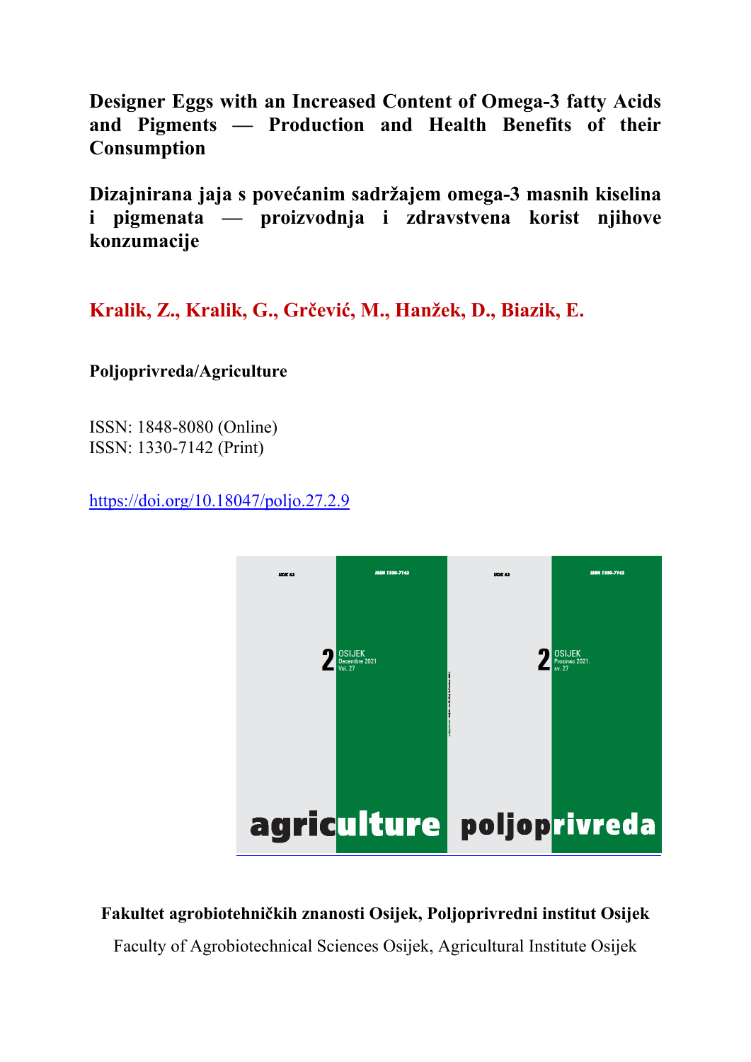# Designer Eggs with an Increased Content of Omega-3 fatty Acids and Pigments — Production and Health Benefits of their Consumption

# Dizajnirana jaja s povećanim sadržajem omega-3 masnih kiselina i pigmenata — proizvodnja i zdravstvena korist njihove konzumacije

**Kralik, Z., Kralik, G., Grčević, M., Hanžek, D., Biazik, E.**

**Poljoprivreda/Agriculture**

ISSN: 1848-8080 (Online)
ISSN: 1330-7142 (Print)

https://doi.org/10.18047/poljo.27.2.9

**Fakultet agrobiotehničkih znanosti Osijek, Poljoprivredni institut Osijek**

Faculty of Agrobiotechnical Sciences Osijek, Agricultural Institute Osijek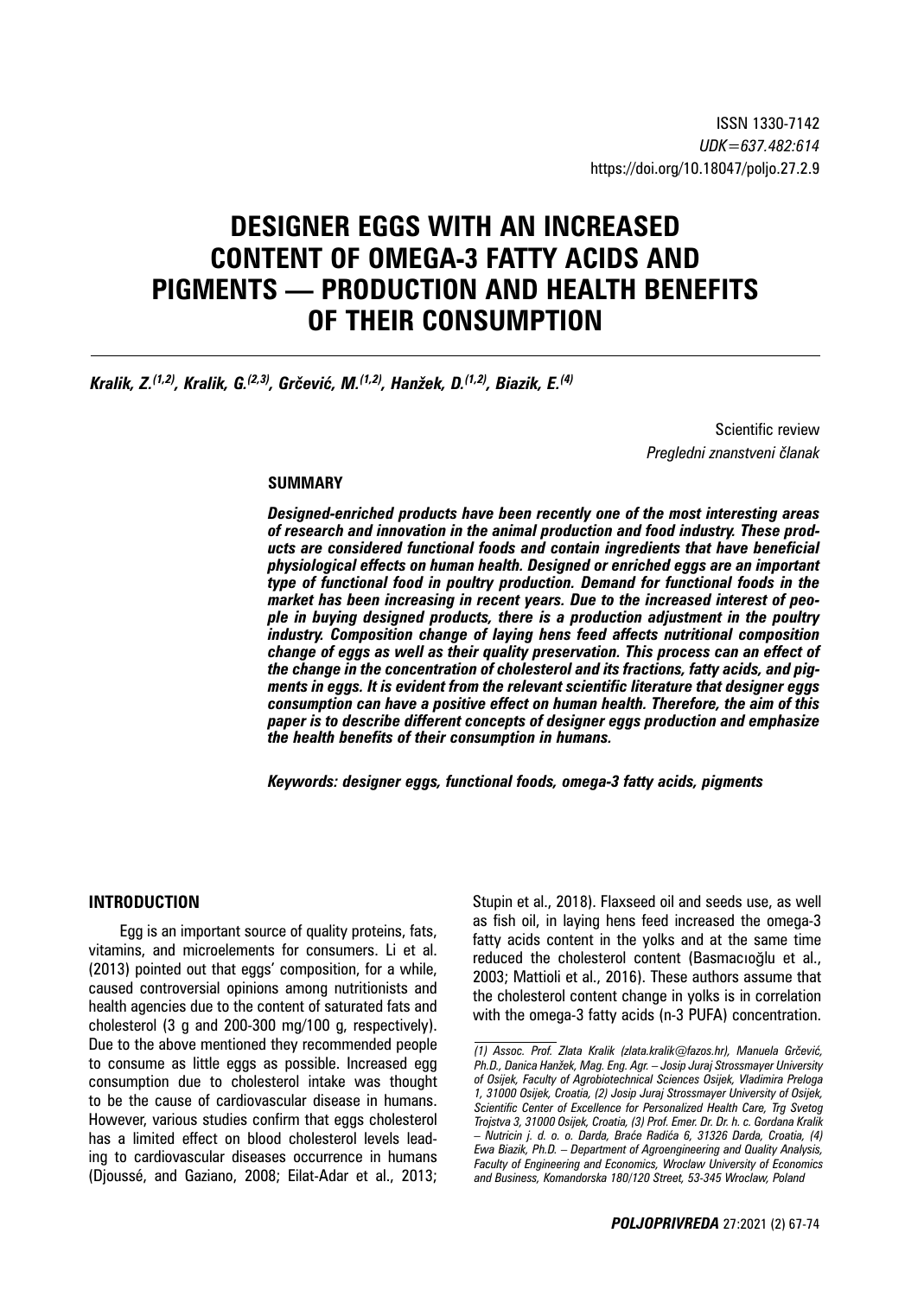ISSN 1330-7142
*UDK=637.482:614*
https://doi.org/10.18047/poljo.27.2.9

# DESIGNER EGGS WITH AN INCREASED CONTENT OF OMEGA-3 FATTY ACIDS AND PIGMENTS — PRODUCTION AND HEALTH BENEFITS OF THEIR CONSUMPTION

***Kralik, Z.[(1,2)], Kralik, G.[(2,3)], Grčević, M.[(1,2)], Hanžek, D.[(1,2)], Biazik, E.[(4)]***

Scientific review
*Pregledni znanstveni članak*

## SUMMARY

***Designed-enriched products have been recently one of the most interesting areas of research and innovation in the animal production and food industry. These products are considered functional foods and contain ingredients that have beneficial physiological effects on human health. Designed or enriched eggs are an important type of functional food in poultry production. Demand for functional foods in the market has been increasing in recent years. Due to the increased interest of people in buying designed products, there is a production adjustment in the poultry industry. Composition change of laying hens feed affects nutritional composition change of eggs as well as their quality preservation. This process can an effect of the change in the concentration of cholesterol and its fractions, fatty acids, and pigments in eggs. It is evident from the relevant scientific literature that designer eggs consumption can have a positive effect on human health. Therefore, the aim of this paper is to describe different concepts of designer eggs production and emphasize the health benefits of their consumption in humans.***

***Keywords: designer eggs, functional foods, omega-3 fatty acids, pigments***

## INTRODUCTION

Egg is an important source of quality proteins, fats, vitamins, and microelements for consumers. Li et al. (2013) pointed out that eggs' composition, for a while, caused controversial opinions among nutritionists and health agencies due to the content of saturated fats and cholesterol (3 g and 200-300 mg/100 g, respectively). Due to the above mentioned they recommended people to consume as little eggs as possible. Increased egg consumption due to cholesterol intake was thought to be the cause of cardiovascular disease in humans. However, various studies confirm that eggs cholesterol has a limited effect on blood cholesterol levels leading to cardiovascular diseases occurrence in humans (Djoussé, and Gaziano, 2008; Eilat-Adar et al., 2013; Stupin et al., 2018). Flaxseed oil and seeds use, as well as fish oil, in laying hens feed increased the omega-3 fatty acids content in the yolks and at the same time reduced the cholesterol content (Basmacıoğlu et al., 2003; Mattioli et al., 2016). These authors assume that the cholesterol content change in yolks is in correlation with the omega-3 fatty acids (n-3 PUFA) concentration.

---

*(1) Assoc. Prof. Zlata Kralik (zlata.kralik@fazos.hr), Manuela Grčević, Ph.D., Danica Hanžek, Mag. Eng. Agr. – Josip Juraj Strossmayer University of Osijek, Faculty of Agrobiotechnical Sciences Osijek, Vladimira Preloga 1, 31000 Osijek, Croatia, (2) Josip Juraj Strossmayer University of Osijek, Scientific Center of Excellence for Personalized Health Care, Trg Svetog Trojstva 3, 31000 Osijek, Croatia, (3) Prof. Emer. Dr. Dr. h. c. Gordana Kralik – Nutricin j. d. o. o. Darda, Braće Radića 6, 31326 Darda, Croatia, (4) Ewa Biazik, Ph.D. – Department of Agroengineering and Quality Analysis, Faculty of Engineering and Economics, Wroclaw University of Economics and Business, Komandorska 180/120 Street, 53-345 Wroclaw, Poland*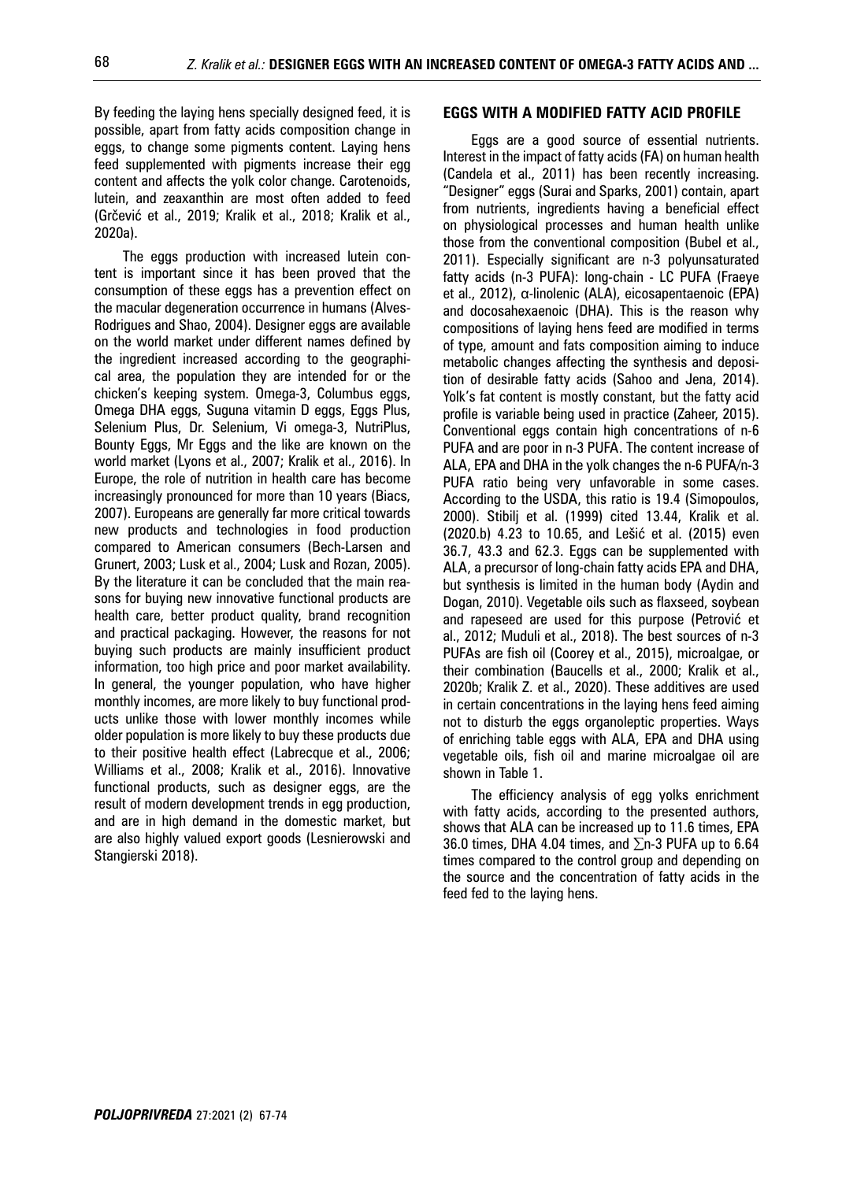By feeding the laying hens specially designed feed, it is possible, apart from fatty acids composition change in eggs, to change some pigments content. Laying hens feed supplemented with pigments increase their egg content and affects the yolk color change. Carotenoids, lutein, and zeaxanthin are most often added to feed (Grčević et al., 2019; Kralik et al., 2018; Kralik et al., 2020a).

The eggs production with increased lutein content is important since it has been proved that the consumption of these eggs has a prevention effect on the macular degeneration occurrence in humans (Alves-Rodrigues and Shao, 2004). Designer eggs are available on the world market under different names defined by the ingredient increased according to the geographical area, the population they are intended for or the chicken's keeping system. Omega-3, Columbus eggs, Omega DHA eggs, Suguna vitamin D eggs, Eggs Plus, Selenium Plus, Dr. Selenium, Vi omega-3, NutriPlus, Bounty Eggs, Mr Eggs and the like are known on the world market (Lyons et al., 2007; Kralik et al., 2016). In Europe, the role of nutrition in health care has become increasingly pronounced for more than 10 years (Biacs, 2007). Europeans are generally far more critical towards new products and technologies in food production compared to American consumers (Bech-Larsen and Grunert, 2003; Lusk et al., 2004; Lusk and Rozan, 2005). By the literature it can be concluded that the main reasons for buying new innovative functional products are health care, better product quality, brand recognition and practical packaging. However, the reasons for not buying such products are mainly insufficient product information, too high price and poor market availability. In general, the younger population, who have higher monthly incomes, are more likely to buy functional products unlike those with lower monthly incomes while older population is more likely to buy these products due to their positive health effect (Labrecque et al., 2006; Williams et al., 2008; Kralik et al., 2016). Innovative functional products, such as designer eggs, are the result of modern development trends in egg production, and are in high demand in the domestic market, but are also highly valued export goods (Lesnierowski and Stangierski 2018).

## EGGS WITH A MODIFIED FATTY ACID PROFILE

Eggs are a good source of essential nutrients. Interest in the impact of fatty acids (FA) on human health (Candela et al., 2011) has been recently increasing. "Designer" eggs (Surai and Sparks, 2001) contain, apart from nutrients, ingredients having a beneficial effect on physiological processes and human health unlike those from the conventional composition (Bubel et al., 2011). Especially significant are n-3 polyunsaturated fatty acids (n-3 PUFA): long-chain - LC PUFA (Fraeye et al., 2012), α-linolenic (ALA), eicosapentaenoic (EPA) and docosahexaenoic (DHA). This is the reason why compositions of laying hens feed are modified in terms of type, amount and fats composition aiming to induce metabolic changes affecting the synthesis and deposition of desirable fatty acids (Sahoo and Jena, 2014). Yolk's fat content is mostly constant, but the fatty acid profile is variable being used in practice (Zaheer, 2015). Conventional eggs contain high concentrations of n-6 PUFA and are poor in n-3 PUFA. The content increase of ALA, EPA and DHA in the yolk changes the n-6 PUFA/n-3 PUFA ratio being very unfavorable in some cases. According to the USDA, this ratio is 19.4 (Simopoulos, 2000). Stibilj et al. (1999) cited 13.44, Kralik et al. (2020.b) 4.23 to 10.65, and Lešić et al. (2015) even 36.7, 43.3 and 62.3. Eggs can be supplemented with ALA, a precursor of long-chain fatty acids EPA and DHA, but synthesis is limited in the human body (Aydin and Dogan, 2010). Vegetable oils such as flaxseed, soybean and rapeseed are used for this purpose (Petrović et al., 2012; Muduli et al., 2018). The best sources of n-3 PUFAs are fish oil (Coorey et al., 2015), microalgae, or their combination (Baucells et al., 2000; Kralik et al., 2020b; Kralik Z. et al., 2020). These additives are used in certain concentrations in the laying hens feed aiming not to disturb the eggs organoleptic properties. Ways of enriching table eggs with ALA, EPA and DHA using vegetable oils, fish oil and marine microalgae oil are shown in Table 1.

The efficiency analysis of egg yolks enrichment with fatty acids, according to the presented authors, shows that ALA can be increased up to 11.6 times, EPA 36.0 times, DHA 4.04 times, and ∑n-3 PUFA up to 6.64 times compared to the control group and depending on the source and the concentration of fatty acids in the feed fed to the laying hens.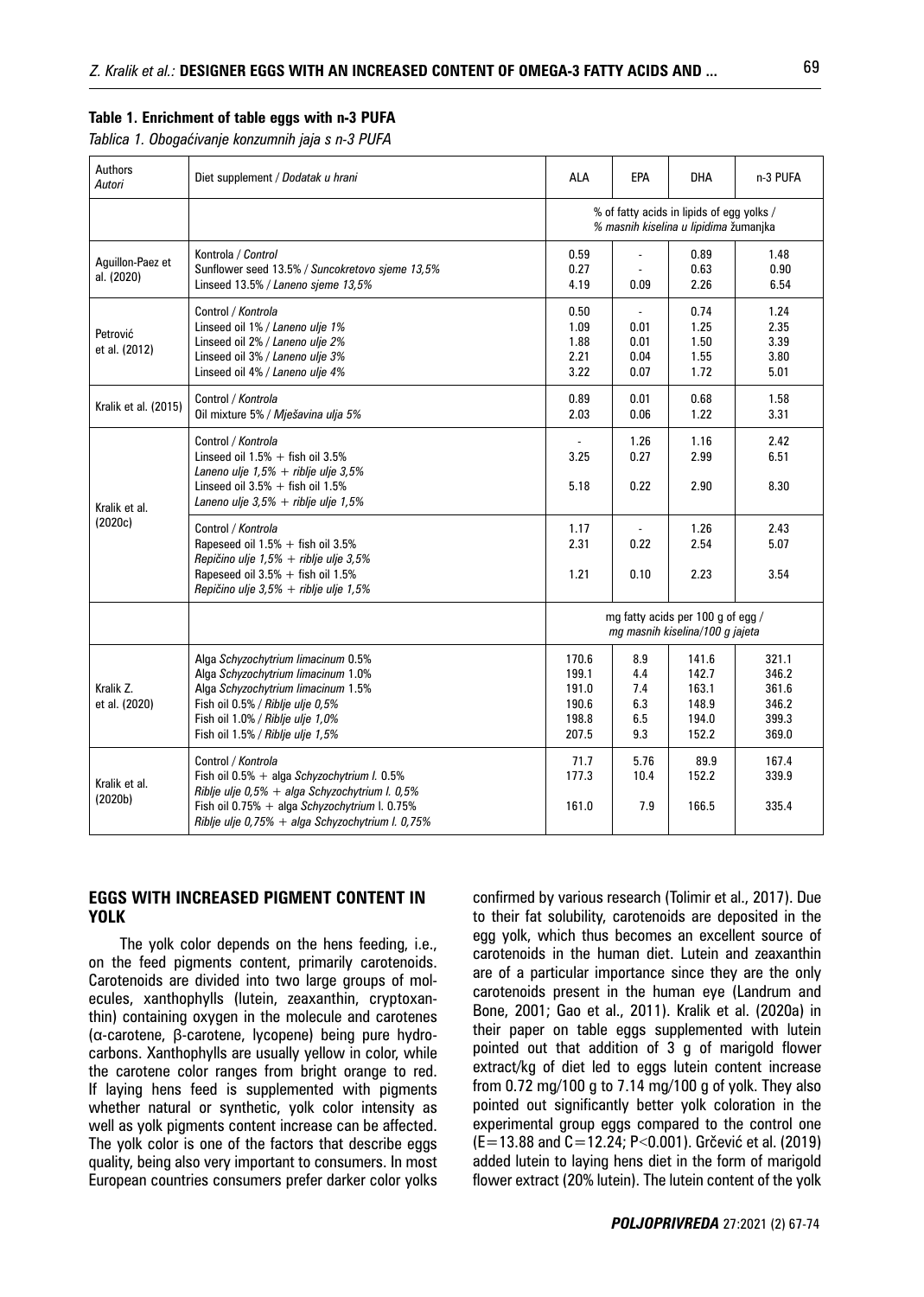**Table 1. Enrichment of table eggs with n-3 PUFA**

*Tablica 1. Obogaćivanje konzumnih jaja s n-3 PUFA*

| Authors / *Autori* | Diet supplement / *Dodatak u hrani* | ALA | EPA | DHA | n-3 PUFA |
|---|---|---|---|---|---|
| | | % of fatty acids in lipids of egg yolks / *% masnih kiselina u lipidima žumanjka* | | | |
| Aguillon-Paez et al. (2020) | Kontrola / *Control* | 0.59 | - | 0.89 | 1.48 |
| | Sunflower seed 13.5% / *Suncokretovo sjeme 13,5%* | 0.27 | - | 0.63 | 0.90 |
| | Linseed 13.5% / *Laneno sjeme 13,5%* | 4.19 | 0.09 | 2.26 | 6.54 |
| Petrović et al. (2012) | Control / *Kontrola* | 0.50 | - | 0.74 | 1.24 |
| | Linseed oil 1% / *Laneno ulje 1%* | 1.09 | 0.01 | 1.25 | 2.35 |
| | Linseed oil 2% / *Laneno ulje 2%* | 1.88 | 0.01 | 1.50 | 3.39 |
| | Linseed oil 3% / *Laneno ulje 3%* | 2.21 | 0.04 | 1.55 | 3.80 |
| | Linseed oil 4% / *Laneno ulje 4%* | 3.22 | 0.07 | 1.72 | 5.01 |
| Kralik et al. (2015) | Control / *Kontrola* | 0.89 | 0.01 | 0.68 | 1.58 |
| | Oil mixture 5% / *Mješavina ulja 5%* | 2.03 | 0.06 | 1.22 | 3.31 |
| Kralik et al. (2020c) | Control / *Kontrola* | - | 1.26 | 1.16 | 2.42 |
| | Linseed oil 1.5% + fish oil 3.5% / *Laneno ulje 1,5% + riblje ulje 3,5%* | 3.25 | 0.27 | 2.99 | 6.51 |
| | Linseed oil 3.5% + fish oil 1.5% / *Laneno ulje 3,5% + riblje ulje 1,5%* | 5.18 | 0.22 | 2.90 | 8.30 |
| | Control / *Kontrola* | 1.17 | - | 1.26 | 2.43 |
| | Rapeseed oil 1.5% + fish oil 3.5% / *Repičino ulje 1,5% + riblje ulje 3,5%* | 2.31 | 0.22 | 2.54 | 5.07 |
| | Rapeseed oil 3.5% + fish oil 1.5% / *Repičino ulje 3,5% + riblje ulje 1,5%* | 1.21 | 0.10 | 2.23 | 3.54 |
| | | mg fatty acids per 100 g of egg / *mg masnih kiselina/100 g jajeta* | | | |
| Kralik Z. et al. (2020) | Alga *Schyzochytrium limacinum* 0.5% | 170.6 | 8.9 | 141.6 | 321.1 |
| | Alga *Schyzochytrium limacinum* 1.0% | 199.1 | 4.4 | 142.7 | 346.2 |
| | Alga *Schyzochytrium limacinum* 1.5% | 191.0 | 7.4 | 163.1 | 361.6 |
| | Fish oil 0.5% / *Riblje ulje 0,5%* | 190.6 | 6.3 | 148.9 | 346.2 |
| | Fish oil 1.0% / *Riblje ulje 1,0%* | 198.8 | 6.5 | 194.0 | 399.3 |
| | Fish oil 1.5% / *Riblje ulje 1,5%* | 207.5 | 9.3 | 152.2 | 369.0 |
| Kralik et al. (2020b) | Control / *Kontrola* | 71.7 | 5.76 | 89.9 | 167.4 |
| | Fish oil 0.5% + alga *Schyzochytrium l.* 0.5% / *Riblje ulje 0,5% + alga Schyzochytrium l. 0,5%* | 177.3 | 10.4 | 152.2 | 339.9 |
| | Fish oil 0.75% + alga *Schyzochytrium l.* 0.75% / *Riblje ulje 0,75% + alga Schyzochytrium l. 0,75%* | 161.0 | 7.9 | 166.5 | 335.4 |

## EGGS WITH INCREASED PIGMENT CONTENT IN YOLK

The yolk color depends on the hens feeding, i.e., on the feed pigments content, primarily carotenoids. Carotenoids are divided into two large groups of molecules, xanthophylls (lutein, zeaxanthin, cryptoxanthin) containing oxygen in the molecule and carotenes (α-carotene, β-carotene, lycopene) being pure hydrocarbons. Xanthophylls are usually yellow in color, while the carotene color ranges from bright orange to red. If laying hens feed is supplemented with pigments whether natural or synthetic, yolk color intensity as well as yolk pigments content increase can be affected. The yolk color is one of the factors that describe eggs quality, being also very important to consumers. In most European countries consumers prefer darker color yolks confirmed by various research (Tolimir et al., 2017). Due to their fat solubility, carotenoids are deposited in the egg yolk, which thus becomes an excellent source of carotenoids in the human diet. Lutein and zeaxanthin are of a particular importance since they are the only carotenoids present in the human eye (Landrum and Bone, 2001; Gao et al., 2011). Kralik et al. (2020a) in their paper on table eggs supplemented with lutein pointed out that addition of 3 g of marigold flower extract/kg of diet led to eggs lutein content increase from 0.72 mg/100 g to 7.14 mg/100 g of yolk. They also pointed out significantly better yolk coloration in the experimental group eggs compared to the control one ($E=13.88$ and $C=12.24$; $P<0.001$). Grčević et al. (2019) added lutein to laying hens diet in the form of marigold flower extract (20% lutein). The lutein content of the yolk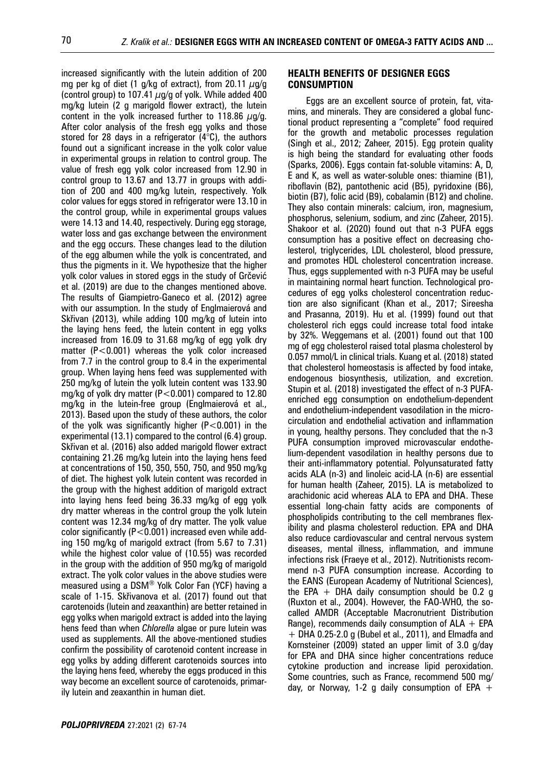increased significantly with the lutein addition of 200 mg per kg of diet (1 g/kg of extract), from 20.11 μg/g (control group) to 107.41 μg/g of yolk. While added 400 mg/kg lutein (2 g marigold flower extract), the lutein content in the yolk increased further to 118.86 μg/g. After color analysis of the fresh egg yolks and those stored for 28 days in a refrigerator (4°C), the authors found out a significant increase in the yolk color value in experimental groups in relation to control group. The value of fresh egg yolk color increased from 12.90 in control group to 13.67 and 13.77 in groups with addition of 200 and 400 mg/kg lutein, respectively. Yolk color values for eggs stored in refrigerator were 13.10 in the control group, while in experimental groups values were 14.13 and 14.40, respectively. During egg storage, water loss and gas exchange between the environment and the egg occurs. These changes lead to the dilution of the egg albumen while the yolk is concentrated, and thus the pigments in it. We hypothesize that the higher yolk color values in stored eggs in the study of Grčević et al. (2019) are due to the changes mentioned above. The results of Giampietro-Ganeco et al. (2012) agree with our assumption. In the study of Englmaierová and Skřivan (2013), while adding 100 mg/kg of lutein into the laying hens feed, the lutein content in egg yolks increased from 16.09 to 31.68 mg/kg of egg yolk dry matter ($P<0.001$) whereas the yolk color increased from 7.7 in the control group to 8.4 in the experimental group. When laying hens feed was supplemented with 250 mg/kg of lutein the yolk lutein content was 133.90 mg/kg of yolk dry matter ($P<0.001$) compared to 12.80 mg/kg in the lutein-free group (Englmaierová et al., 2013). Based upon the study of these authors, the color of the yolk was significantly higher ($P<0.001$) in the experimental (13.1) compared to the control (6.4) group. Skřivan et al. (2016) also added marigold flower extract containing 21.26 mg/kg lutein into the laying hens feed at concentrations of 150, 350, 550, 750, and 950 mg/kg of diet. The highest yolk lutein content was recorded in the group with the highest addition of marigold extract into laying hens feed being 36.33 mg/kg of egg yolk dry matter whereas in the control group the yolk lutein content was 12.34 mg/kg of dry matter. The yolk value color significantly ($P<0.001$) increased even while adding 150 mg/kg of marigold extract (from 5.67 to 7.31) while the highest color value of (10.55) was recorded in the group with the addition of 950 mg/kg of marigold extract. The yolk color values in the above studies were measured using a DSM® Yolk Color Fan (YCF) having a scale of 1-15. Skřivanova et al. (2017) found out that carotenoids (lutein and zeaxanthin) are better retained in egg yolks when marigold extract is added into the laying hens feed than when *Chlorella* algae or pure lutein was used as supplements. All the above-mentioned studies confirm the possibility of carotenoid content increase in egg yolks by adding different carotenoids sources into the laying hens feed, whereby the eggs produced in this way become an excellent source of carotenoids, primarily lutein and zeaxanthin in human diet.

## HEALTH BENEFITS OF DESIGNER EGGS CONSUMPTION

Eggs are an excellent source of protein, fat, vitamins, and minerals. They are considered a global functional product representing a "complete" food required for the growth and metabolic processes regulation (Singh et al., 2012; Zaheer, 2015). Egg protein quality is high being the standard for evaluating other foods (Sparks, 2006). Eggs contain fat-soluble vitamins: A, D, E and K, as well as water-soluble ones: thiamine (B1), riboflavin (B2), pantothenic acid (B5), pyridoxine (B6), biotin (B7), folic acid (B9), cobalamin (B12) and choline. They also contain minerals: calcium, iron, magnesium, phosphorus, selenium, sodium, and zinc (Zaheer, 2015). Shakoor et al. (2020) found out that n-3 PUFA eggs consumption has a positive effect on decreasing cholesterol, triglycerides, LDL cholesterol, blood pressure, and promotes HDL cholesterol concentration increase. Thus, eggs supplemented with n-3 PUFA may be useful in maintaining normal heart function. Technological procedures of egg yolks cholesterol concentration reduction are also significant (Khan et al., 2017; Sireesha and Prasanna, 2019). Hu et al. (1999) found out that cholesterol rich eggs could increase total food intake by 32%. Weggemans et al. (2001) found out that 100 mg of egg cholesterol raised total plasma cholesterol by 0.057 mmol/L in clinical trials. Kuang et al. (2018) stated that cholesterol homeostasis is affected by food intake, endogenous biosynthesis, utilization, and excretion. Stupin et al. (2018) investigated the effect of n-3 PUFA-enriched egg consumption on endothelium-dependent and endothelium-independent vasodilation in the microcirculation and endothelial activation and inflammation in young, healthy persons. They concluded that the n-3 PUFA consumption improved microvascular endothelium-dependent vasodilation in healthy persons due to their anti-inflammatory potential. Polyunsaturated fatty acids ALA (n-3) and linoleic acid-LA (n-6) are essential for human health (Zaheer, 2015). LA is metabolized to arachidonic acid whereas ALA to EPA and DHA. These essential long-chain fatty acids are components of phospholipids contributing to the cell membranes flexibility and plasma cholesterol reduction. EPA and DHA also reduce cardiovascular and central nervous system diseases, mental illness, inflammation, and immune infections risk (Fraeye et al., 2012). Nutritionists recommend n-3 PUFA consumption increase. According to the EANS (European Academy of Nutritional Sciences), the EPA + DHA daily consumption should be 0.2 g (Ruxton et al., 2004). However, the FAO-WHO, the so-called AMDR (Acceptable Macronutrient Distribution Range), recommends daily consumption of ALA + EPA + DHA 0.25-2.0 g (Bubel et al., 2011), and Elmadfa and Kornsteiner (2009) stated an upper limit of 3.0 g/day for EPA and DHA since higher concentrations reduce cytokine production and increase lipid peroxidation. Some countries, such as France, recommend 500 mg/day, or Norway, 1-2 g daily consumption of EPA +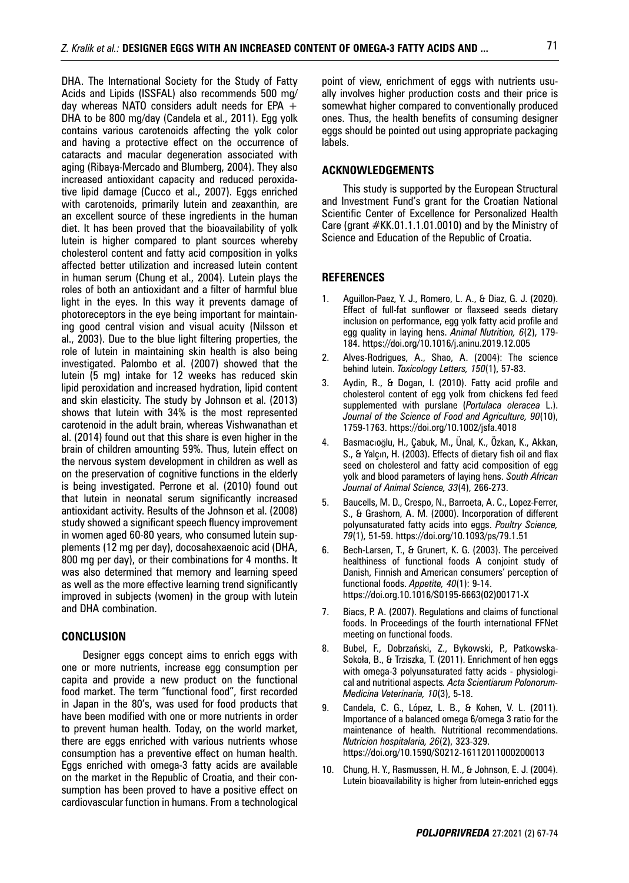DHA. The International Society for the Study of Fatty Acids and Lipids (ISSFAL) also recommends 500 mg/day whereas NATO considers adult needs for EPA + DHA to be 800 mg/day (Candela et al., 2011). Egg yolk contains various carotenoids affecting the yolk color and having a protective effect on the occurrence of cataracts and macular degeneration associated with aging (Ribaya-Mercado and Blumberg, 2004). They also increased antioxidant capacity and reduced peroxidative lipid damage (Cucco et al., 2007). Eggs enriched with carotenoids, primarily lutein and zeaxanthin, are an excellent source of these ingredients in the human diet. It has been proved that the bioavailability of yolk lutein is higher compared to plant sources whereby cholesterol content and fatty acid composition in yolks affected better utilization and increased lutein content in human serum (Chung et al., 2004). Lutein plays the roles of both an antioxidant and a filter of harmful blue light in the eyes. In this way it prevents damage of photoreceptors in the eye being important for maintaining good central vision and visual acuity (Nilsson et al., 2003). Due to the blue light filtering properties, the role of lutein in maintaining skin health is also being investigated. Palombo et al. (2007) showed that the lutein (5 mg) intake for 12 weeks has reduced skin lipid peroxidation and increased hydration, lipid content and skin elasticity. The study by Johnson et al. (2013) shows that lutein with 34% is the most represented carotenoid in the adult brain, whereas Vishwanathan et al. (2014) found out that this share is even higher in the brain of children amounting 59%. Thus, lutein effect on the nervous system development in children as well as on the preservation of cognitive functions in the elderly is being investigated. Perrone et al. (2010) found out that lutein in neonatal serum significantly increased antioxidant activity. Results of the Johnson et al. (2008) study showed a significant speech fluency improvement in women aged 60-80 years, who consumed lutein supplements (12 mg per day), docosahexaenoic acid (DHA, 800 mg per day), or their combinations for 4 months. It was also determined that memory and learning speed as well as the more effective learning trend significantly improved in subjects (women) in the group with lutein and DHA combination.

## CONCLUSION

Designer eggs concept aims to enrich eggs with one or more nutrients, increase egg consumption per capita and provide a new product on the functional food market. The term "functional food", first recorded in Japan in the 80's, was used for food products that have been modified with one or more nutrients in order to prevent human health. Today, on the world market, there are eggs enriched with various nutrients whose consumption has a preventive effect on human health. Eggs enriched with omega-3 fatty acids are available on the market in the Republic of Croatia, and their consumption has been proved to have a positive effect on cardiovascular function in humans. From a technological point of view, enrichment of eggs with nutrients usually involves higher production costs and their price is somewhat higher compared to conventionally produced ones. Thus, the health benefits of consuming designer eggs should be pointed out using appropriate packaging labels.

## ACKNOWLEDGEMENTS

This study is supported by the European Structural and Investment Fund's grant for the Croatian National Scientific Center of Excellence for Personalized Health Care (grant #KK.01.1.1.01.0010) and by the Ministry of Science and Education of the Republic of Croatia.

## REFERENCES

1. Aguillon-Paez, Y. J., Romero, L. A., & Diaz, G. J. (2020). Effect of full-fat sunflower or flaxseed seeds dietary inclusion on performance, egg yolk fatty acid profile and egg quality in laying hens. *Animal Nutrition, 6*(2), 179-184. https://doi.org/10.1016/j.aninu.2019.12.005
2. Alves-Rodrigues, A., Shao, A. (2004): The science behind lutein. *Toxicology Letters, 150*(1), 57-83.
3. Aydin, R., & Dogan, I. (2010). Fatty acid profile and cholesterol content of egg yolk from chickens fed feed supplemented with purslane (*Portulaca oleracea* L.). *Journal of the Science of Food and Agriculture, 90*(10), 1759-1763. https://doi.org/10.1002/jsfa.4018
4. Basmacıoğlu, H., Çabuk, M., Ünal, K., Özkan, K., Akkan, S., & Yalçın, H. (2003). Effects of dietary fish oil and flax seed on cholesterol and fatty acid composition of egg yolk and blood parameters of laying hens. *South African Journal of Animal Science, 33*(4), 266-273.
5. Baucells, M. D., Crespo, N., Barroeta, A. C., Lopez-Ferrer, S., & Grashorn, A. M. (2000). Incorporation of different polyunsaturated fatty acids into eggs. *Poultry Science, 79*(1), 51-59. https://doi.org/10.1093/ps/79.1.51
6. Bech-Larsen, T., & Grunert, K. G. (2003). The perceived healthiness of functional foods A conjoint study of Danish, Finnish and American consumers' perception of functional foods. *Appetite, 40*(1): 9-14. https://doi.org/10.1016/S0195-6663(02)00171-X
7. Biacs, P. A. (2007). Regulations and claims of functional foods. In Proceedings of the fourth international FFNet meeting on functional foods.
8. Bubel, F., Dobrzański, Z., Bykowski, P., Patkowska-Sokoła, B., & Trziszka, T. (2011). Enrichment of hen eggs with omega-3 polyunsaturated fatty acids - physiological and nutritional aspects*. Acta Scientiarum Polonorum-Medicina Veterinaria, 10*(3), 5-18.
9. Candela, C. G., López, L. B., & Kohen, V. L. (2011). Importance of a balanced omega 6/omega 3 ratio for the maintenance of health. Nutritional recommendations. *Nutricion hospitalaria, 26*(2), 323-329. https://doi.org/10.1590/S0212-16112011000200013
10. Chung, H. Y., Rasmussen, H. M., & Johnson, E. J. (2004). Lutein bioavailability is higher from lutein-enriched eggs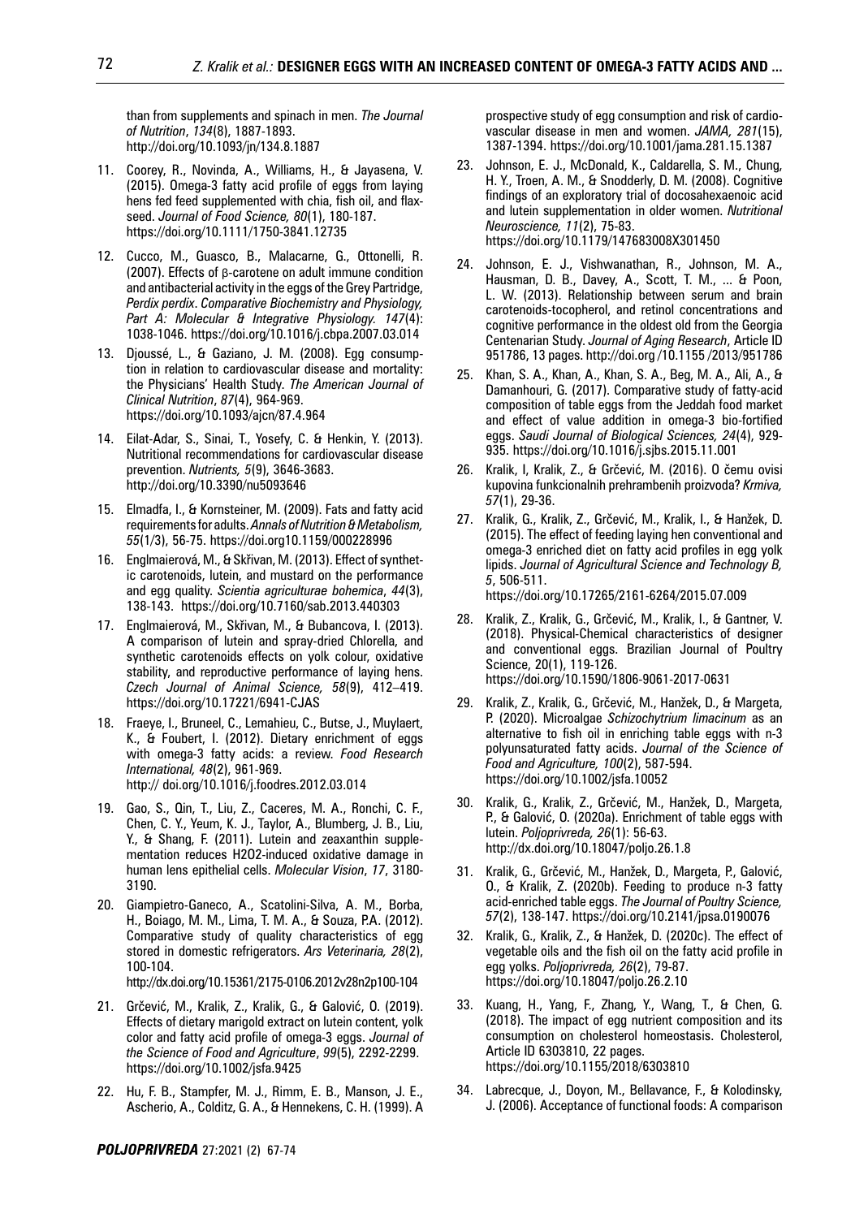than from supplements and spinach in men. *The Journal of Nutrition*, *134*(8), 1887-1893. http://doi.org/10.1093/jn/134.8.1887

11. Coorey, R., Novinda, A., Williams, H., & Jayasena, V. (2015). Omega-3 fatty acid profile of eggs from laying hens fed feed supplemented with chia, fish oil, and flaxseed. *Journal of Food Science, 80*(1), 180-187. https://doi.org/10.1111/1750-3841.12735
12. Cucco, M., Guasco, B., Malacarne, G., Ottonelli, R. (2007). Effects of β-carotene on adult immune condition and antibacterial activity in the eggs of the Grey Partridge, *Perdix perdix*. *Comparative Biochemistry and Physiology, Part A: Molecular & Integrative Physiology. 147*(4): 1038-1046. https://doi.org/10.1016/j.cbpa.2007.03.014
13. Djoussé, L., & Gaziano, J. M. (2008). Egg consumption in relation to cardiovascular disease and mortality: the Physicians' Health Study. *The American Journal of Clinical Nutrition*, *87*(4), 964-969. https://doi.org/10.1093/ajcn/87.4.964
14. Eilat-Adar, S., Sinai, T., Yosefy, C. & Henkin, Y. (2013). Nutritional recommendations for cardiovascular disease prevention. *Nutrients, 5*(9), 3646-3683. http://doi.org/10.3390/nu5093646
15. Elmadfa, I., & Kornsteiner, M. (2009). Fats and fatty acid requirements for adults. *Annals of Nutrition & Metabolism, 55*(1/3), 56-75. https://doi.org10.1159/000228996
16. Englmaierová, M., & Skřivan, M. (2013). Effect of synthetic carotenoids, lutein, and mustard on the performance and egg quality. *Scientia agriculturae bohemica*, *44*(3), 138-143. https://doi.org/10.7160/sab.2013.440303
17. Englmaierová, M., Skřivan, M., & Bubancova, I. (2013). A comparison of lutein and spray-dried Chlorella, and synthetic carotenoids effects on yolk colour, oxidative stability, and reproductive performance of laying hens. *Czech Journal of Animal Science, 58*(9), 412–419. https://doi.org/10.17221/6941-CJAS
18. Fraeye, I., Bruneel, C., Lemahieu, C., Butse, J., Muylaert, K., & Foubert, I. (2012). Dietary enrichment of eggs with omega-3 fatty acids: a review. *Food Research International, 48*(2), 961-969. http:// doi.org/10.1016/j.foodres.2012.03.014
19. Gao, S., Qin, T., Liu, Z., Caceres, M. A., Ronchi, C. F., Chen, C. Y., Yeum, K. J., Taylor, A., Blumberg, J. B., Liu, Y., & Shang, F. (2011). Lutein and zeaxanthin supplementation reduces H2O2-induced oxidative damage in human lens epithelial cells. *Molecular Vision*, *17*, 3180-3190.
20. Giampietro-Ganeco, A., Scatolini-Silva, A. M., Borba, H., Boiago, M. M., Lima, T. M. A., & Souza, P.A. (2012). Comparative study of quality characteristics of egg stored in domestic refrigerators. *Ars Veterinaria, 28*(2), 100-104. http://dx.doi.org/10.15361/2175-0106.2012v28n2p100-104
21. Grčević, M., Kralik, Z., Kralik, G., & Galović, O. (2019). Effects of dietary marigold extract on lutein content, yolk color and fatty acid profile of omega-3 eggs. *Journal of the Science of Food and Agriculture*, *99*(5), 2292-2299. https://doi.org/10.1002/jsfa.9425
22. Hu, F. B., Stampfer, M. J., Rimm, E. B., Manson, J. E., Ascherio, A., Colditz, G. A., & Hennekens, C. H. (1999). A prospective study of egg consumption and risk of cardiovascular disease in men and women. *JAMA, 281*(15), 1387-1394. https://doi.org/10.1001/jama.281.15.1387
23. Johnson, E. J., McDonald, K., Caldarella, S. M., Chung, H. Y., Troen, A. M., & Snodderly, D. M. (2008). Cognitive findings of an exploratory trial of docosahexaenoic acid and lutein supplementation in older women. *Nutritional Neuroscience, 11*(2), 75-83. https://doi.org/10.1179/147683008X301450
24. Johnson, E. J., Vishwanathan, R., Johnson, M. A., Hausman, D. B., Davey, A., Scott, T. M., ... & Poon, L. W. (2013). Relationship between serum and brain carotenoids-tocopherol, and retinol concentrations and cognitive performance in the oldest old from the Georgia Centenarian Study. *Journal of Aging Research*, Article ID 951786, 13 pages. http://doi.org /10.1155 /2013/951786
25. Khan, S. A., Khan, A., Khan, S. A., Beg, M. A., Ali, A., & Damanhouri, G. (2017). Comparative study of fatty-acid composition of table eggs from the Jeddah food market and effect of value addition in omega-3 bio-fortified eggs. *Saudi Journal of Biological Sciences, 24*(4), 929-935. https://doi.org/10.1016/j.sjbs.2015.11.001
26. Kralik, I, Kralik, Z., & Grčević, M. (2016). O čemu ovisi kupovina funkcionalnih prehrambenih proizvoda? *Krmiva, 57*(1), 29-36.
27. Kralik, G., Kralik, Z., Grčević, M., Kralik, I., & Hanžek, D. (2015). The effect of feeding laying hen conventional and omega-3 enriched diet on fatty acid profiles in egg yolk lipids. *Journal of Agricultural Science and Technology B, 5*, 506-511. https://doi.org/10.17265/2161-6264/2015.07.009
28. Kralik, Z., Kralik, G., Grčević, M., Kralik, I., & Gantner, V. (2018). Physical-Chemical characteristics of designer and conventional eggs. Brazilian Journal of Poultry Science, 20(1), 119-126. https://doi.org/10.1590/1806-9061-2017-0631
29. Kralik, Z., Kralik, G., Grčević, M., Hanžek, D., & Margeta, P. (2020). Microalgae *Schizochytrium limacinum* as an alternative to fish oil in enriching table eggs with n-3 polyunsaturated fatty acids. *Journal of the Science of Food and Agriculture, 100*(2), 587-594. https://doi.org/10.1002/jsfa.10052
30. Kralik, G., Kralik, Z., Grčević, M., Hanžek, D., Margeta, P., & Galović, O. (2020a). Enrichment of table eggs with lutein. *Poljoprivreda, 26*(1): 56-63. http://dx.doi.org/10.18047/poljo.26.1.8
31. Kralik, G., Grčević, M., Hanžek, D., Margeta, P., Galović, O., & Kralik, Z. (2020b). Feeding to produce n-3 fatty acid-enriched table eggs. *The Journal of Poultry Science, 57*(2), 138-147. https://doi.org/10.2141/jpsa.0190076
32. Kralik, G., Kralik, Z., & Hanžek, D. (2020c). The effect of vegetable oils and the fish oil on the fatty acid profile in egg yolks. *Poljoprivreda, 26*(2), 79-87. https://doi.org/10.18047/poljo.26.2.10
33. Kuang, H., Yang, F., Zhang, Y., Wang, T., & Chen, G. (2018). The impact of egg nutrient composition and its consumption on cholesterol homeostasis. Cholesterol, Article ID 6303810, 22 pages. https://doi.org/10.1155/2018/6303810
34. Labrecque, J., Doyon, M., Bellavance, F., & Kolodinsky, J. (2006). Acceptance of functional foods: A comparison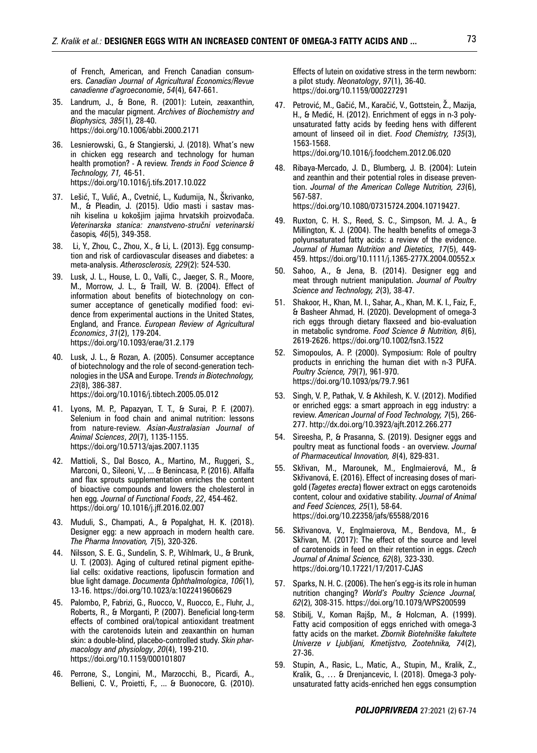of French, American, and French Canadian consumers. *Canadian Journal of Agricultural Economics/Revue canadienne d'agroeconomie*, *54*(4), 647-661.

35. Landrum, J., & Bone, R. (2001): Lutein, zeaxanthin, and the macular pigment. *Archives of Biochemistry and Biophysics, 385*(1), 28-40. https://doi.org/10.1006/abbi.2000.2171

36. Lesnierowski, G., & Stangierski, J. (2018). What's new in chicken egg research and technology for human health promotion? - A review. *Trends in Food Science & Technology, 71,* 46-51. https://doi.org/10.1016/j.tifs.2017.10.022

37. Lešić, T., Vulić, A., Cvetnić, L., Kudumija, N., Škrivanko, M., & Pleadin, J. (2015). Udio masti i sastav masnih kiselina u kokošjim jajima hrvatskih proizvođača. *Veterinarska stanica: znanstveno-stručni veterinarski* časopis*, 46*(5), 349-358.

38. Li, Y., Zhou, C., Zhou, X., & Li, L. (2013). Egg consumption and risk of cardiovascular diseases and diabetes: a meta-analysis. *Atherosclerosis, 229*(2): 524-530.

39. Lusk, J. L., House, L. O., Valli, C., Jaeger, S. R., Moore, M., Morrow, J. L., & Traill, W. B. (2004). Effect of information about benefits of biotechnology on consumer acceptance of genetically modified food: evidence from experimental auctions in the United States, England, and France. *European Review of Agricultural Economics*, *31*(2), 179-204. https://doi.org/10.1093/erae/31.2.179

40. Lusk, J. L., & Rozan, A. (2005). Consumer acceptance of biotechnology and the role of second-generation technologies in the USA and Europe. T*rends in Biotechnology, 23*(8), 386-387. https://doi.org/10.1016/j.tibtech.2005.05.012

41. Lyons, M. P., Papazyan, T. T., & Surai, P. F. (2007). Selenium in food chain and animal nutrition: lessons from nature-review. *Asian-Australasian Journal of Animal Sciences*, *20*(7), 1135-1155. https://doi.org/10.5713/ajas.2007.1135

42. Mattioli, S., Dal Bosco, A., Martino, M., Ruggeri, S., Marconi, O., Sileoni, V., ... & Benincasa, P. (2016). Alfalfa and flax sprouts supplementation enriches the content of bioactive compounds and lowers the cholesterol in hen egg. *Journal of Functional Foods*, *22*, 454-462. https://doi.org/ 10.1016/j.jff.2016.02.007

43. Muduli, S., Champati, A., & Popalghat, H. K. (2018). Designer egg: a new approach in modern health care. *The Pharma Innovation, 7*(5), 320-326.

44. Nilsson, S. E. G., Sundelin, S. P., Wihlmark, U., & Brunk, U. T. (2003). Aging of cultured retinal pigment epithelial cells: oxidative reactions, lipofuscin formation and blue light damage. *Documenta Ophthalmologica*, *106*(1), 13-16. https://doi.org/10.1023/a:1022419606629

45. Palombo, P., Fabrizi, G., Ruocco, V., Ruocco, E., Fluhr, J., Roberts, R., & Morganti, P. (2007). Beneficial long-term effects of combined oral/topical antioxidant treatment with the carotenoids lutein and zeaxanthin on human skin: a double-blind, placebo-controlled study. *Skin pharmacology and physiology*, *20*(4), 199-210. https://doi.org/10.1159/000101807

46. Perrone, S., Longini, M., Marzocchi, B., Picardi, A., Bellieni, C. V., Proietti, F., ... & Buonocore, G. (2010). Effects of lutein on oxidative stress in the term newborn: a pilot study. *Neonatology*, *97*(1), 36-40. https://doi.org/10.1159/000227291

47. Petrović, M., Gačić, M., Karačić, V., Gottstein, Ž., Mazija, H., & Medić, H. (2012). Enrichment of eggs in n-3 polyunsaturated fatty acids by feeding hens with different amount of linseed oil in diet. *Food Chemistry, 135*(3), 1563-1568. https://doi.org/10.1016/j.foodchem.2012.06.020

48. Ribaya-Mercado, J. D., Blumberg, J. B. (2004): Lutein and zeanthin and their potential roles in disease prevention. *Journal of the American College Nutrition, 23*(6), 567-587. https://doi.org/10.1080/07315724.2004.10719427.

49. Ruxton, C. H. S., Reed, S. C., Simpson, M. J. A., & Millington, K. J. (2004). The health benefits of omega-3 polyunsaturated fatty acids: a review of the evidence. *Journal of Human Nutrition and Dietetics, 17*(5), 449-459. https://doi.org/10.1111/j.1365-277X.2004.00552.x

50. Sahoo, A., & Jena, B. (2014). Designer egg and meat through nutrient manipulation. *Journal of Poultry Science and Technology, 2*(3), 38-47.

51. Shakoor, H., Khan, M. I., Sahar, A., Khan, M. K. I., Faiz, F., & Basheer Ahmad, H. (2020). Development of omega-3 rich eggs through dietary flaxseed and bio-evaluation in metabolic syndrome. *Food Science & Nutrition, 8*(6), 2619-2626. https://doi.org/10.1002/fsn3.1522

52. Simopoulos, A. P. (2000). Symposium: Role of poultry products in enriching the human diet with n-3 PUFA. *Poultry Science, 79*(7), 961-970. https://doi.org/10.1093/ps/79.7.961

53. Singh, V. P., Pathak, V. & Akhilesh, K. V. (2012). Modified or enriched eggs: a smart approach in egg industry: a review. *American Journal of Food Technology, 7*(5), 266-277. http://dx.doi.org/10.3923/ajft.2012.266.277

54. Sireesha, P., & Prasanna, S. (2019). Designer eggs and poultry meat as functional foods - an overview. *Journal of Pharmaceutical Innovation, 8*(4), 829-831.

55. Skřivan, M., Marounek, M., Englmaierová, M., & Skřivanová, E. (2016). Effect of increasing doses of marigold (*Tagetes erecta*) flower extract on eggs carotenoids content, colour and oxidative stability. *Journal of Animal and Feed Sciences, 25*(1), 58-64. https://doi.org/10.22358/jafs/65588/2016

56. Skřivanova, V., Englmaierova, M., Bendova, M., & Skřivan, M. (2017): The effect of the source and level of carotenoids in feed on their retention in eggs. *Czech Journal of Animal Science, 62*(8), 323-330. https://doi.org/10.17221/17/2017-CJAS

57. Sparks, N. H. C. (2006). The hen's egg-is its role in human nutrition changing? *World's Poultry Science Journal, 62*(2), 308-315. https://doi.org/10.1079/WPS200599

58. Stibilj, V., Koman Rajšp, M., & Holcman, A. (1999). Fatty acid composition of eggs enriched with omega-3 fatty acids on the market. *Zbornik Biotehniške fakultete Univerze v Ljubljani, Kmetijstvo, Zootehnika, 74*(2), 27-36.

59. Stupin, A., Rasic, L., Matic, A., Stupin, M., Kralik, Z., Kralik, G., … & Drenjancevic, I. (2018). Omega-3 polyunsaturated fatty acids-enriched hen eggs consumption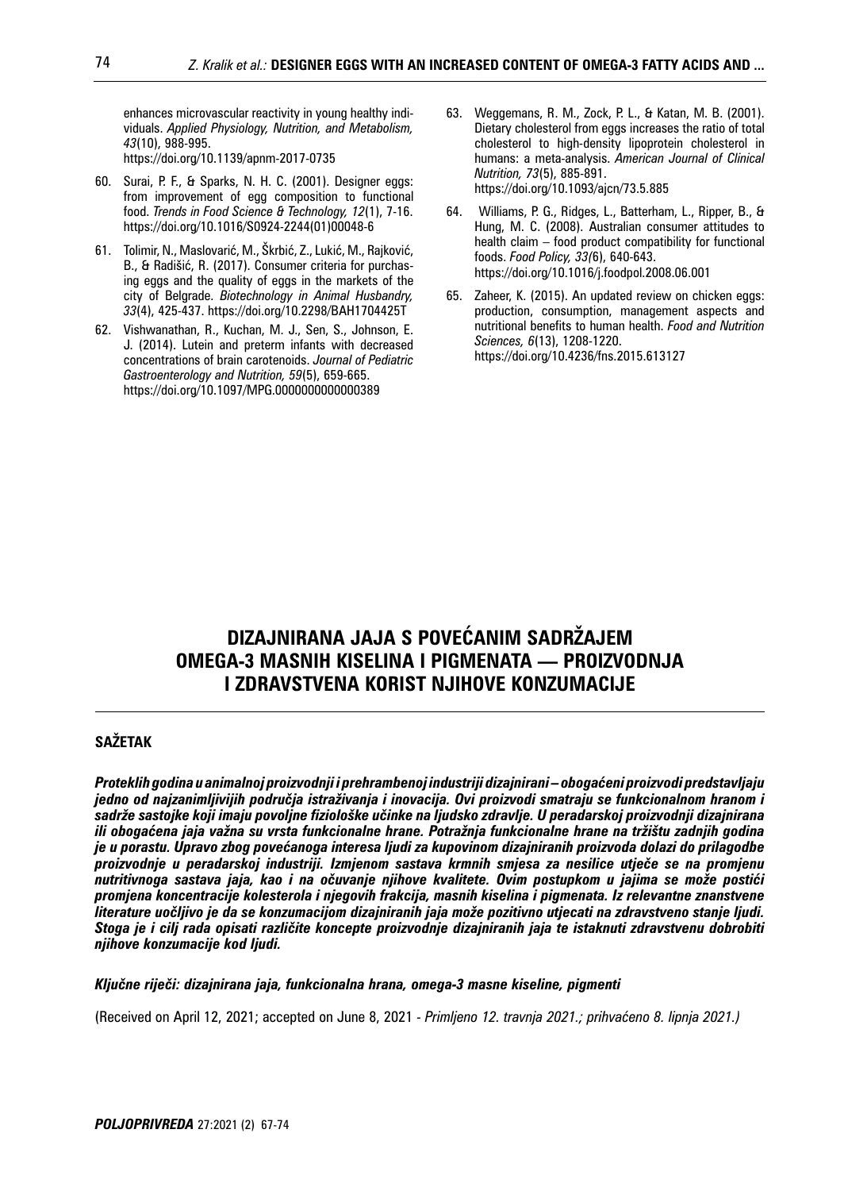enhances microvascular reactivity in young healthy individuals. *Applied Physiology, Nutrition, and Metabolism, 43*(10), 988-995. https://doi.org/10.1139/apnm-2017-0735

60. Surai, P. F., & Sparks, N. H. C. (2001). Designer eggs: from improvement of egg composition to functional food. *Trends in Food Science & Technology, 12*(1), 7-16. https://doi.org/10.1016/S0924-2244(01)00048-6
61. Tolimir, N., Maslovarić, M., Škrbić, Z., Lukić, M., Rajković, B., & Radišić, R. (2017). Consumer criteria for purchasing eggs and the quality of eggs in the markets of the city of Belgrade. *Biotechnology in Animal Husbandry, 33*(4), 425-437. https://doi.org/10.2298/BAH1704425T
62. Vishwanathan, R., Kuchan, M. J., Sen, S., Johnson, E. J. (2014). Lutein and preterm infants with decreased concentrations of brain carotenoids. *Journal of Pediatric Gastroenterology and Nutrition, 59*(5), 659-665. https://doi.org/10.1097/MPG.0000000000000389
63. Weggemans, R. M., Zock, P. L., & Katan, M. B. (2001). Dietary cholesterol from eggs increases the ratio of total cholesterol to high-density lipoprotein cholesterol in humans: a meta-analysis. *American Journal of Clinical Nutrition, 73*(5), 885-891. https://doi.org/10.1093/ajcn/73.5.885
64. Williams, P. G., Ridges, L., Batterham, L., Ripper, B., & Hung, M. C. (2008). Australian consumer attitudes to health claim – food product compatibility for functional foods. *Food Policy, 33(*6), 640-643. https://doi.org/10.1016/j.foodpol.2008.06.001
65. Zaheer, K. (2015). An updated review on chicken eggs: production, consumption, management aspects and nutritional benefits to human health. *Food and Nutrition Sciences, 6*(13), 1208-1220. https://doi.org/10.4236/fns.2015.613127

# DIZAJNIRANA JAJA S POVEĆANIM SADRŽAJEM OMEGA-3 MASNIH KISELINA I PIGMENATA — PROIZVODNJA I ZDRAVSTVENA KORIST NJIHOVE KONZUMACIJE

## SAŽETAK

***Proteklih godina u animalnoj proizvodnji i prehrambenoj industriji dizajnirani – obogaćeni proizvodi predstavljaju jedno od najzanimljivijih područja istraživanja i inovacija. Ovi proizvodi smatraju se funkcionalnom hranom i sadrže sastojke koji imaju povoljne fiziološke učinke na ljudsko zdravlje. U peradarskoj proizvodnji dizajnirana ili obogaćena jaja važna su vrsta funkcionalne hrane. Potražnja funkcionalne hrane na tržištu zadnjih godina je u porastu. Upravo zbog povećanoga interesa ljudi za kupovinom dizajniranih proizvoda dolazi do prilagodbe proizvodnje u peradarskoj industriji. Izmjenom sastava krmnih smjesa za nesilice utječe se na promjenu nutritivnoga sastava jaja, kao i na očuvanje njihove kvalitete. Ovim postupkom u jajima se može postići promjena koncentracije kolesterola i njegovih frakcija, masnih kiselina i pigmenata. Iz relevantne znanstvene literature uočljivo je da se konzumacijom dizajniranih jaja može pozitivno utjecati na zdravstveno stanje ljudi. Stoga je i cilj rada opisati različite koncepte proizvodnje dizajniranih jaja te istaknuti zdravstvenu dobrobiti njihove konzumacije kod ljudi.***

***Ključne riječi: dizajnirana jaja, funkcionalna hrana, omega-3 masne kiseline, pigmenti***

(Received on April 12, 2021; accepted on June 8, 2021 - *Primljeno 12. travnja 2021.; prihvaćeno 8. lipnja 2021.)*